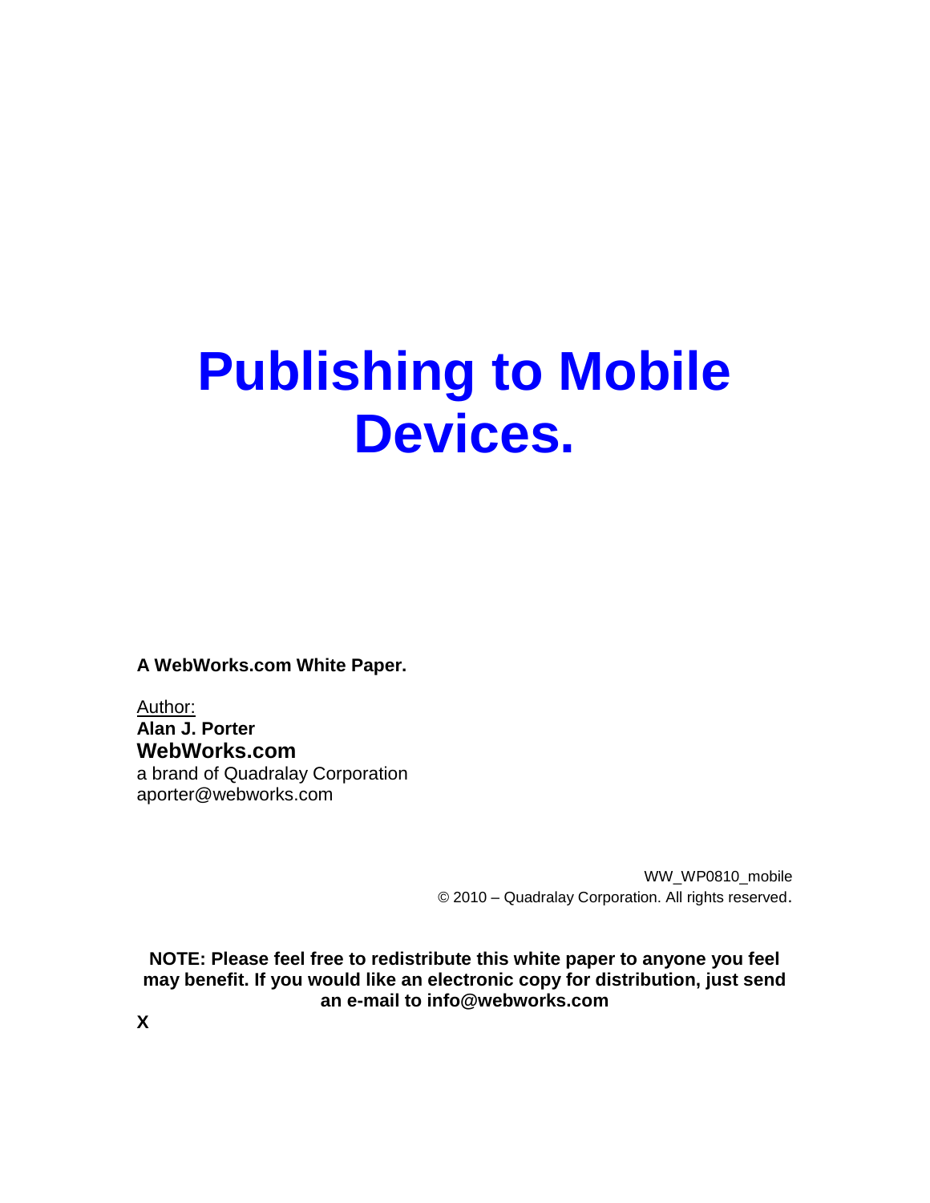# Publishing to Mobile Devices.

**A WebWorks.com White Paper.**

Author:
**Alan J. Porter**
**WebWorks.com**
a brand of Quadralay Corporation
aporter@webworks.com

WW_WP0810_mobile
© 2010 – Quadralay Corporation. All rights reserved.

**NOTE: Please feel free to redistribute this white paper to anyone you feel may benefit. If you would like an electronic copy for distribution, just send an e-mail to info@webworks.com**

**X**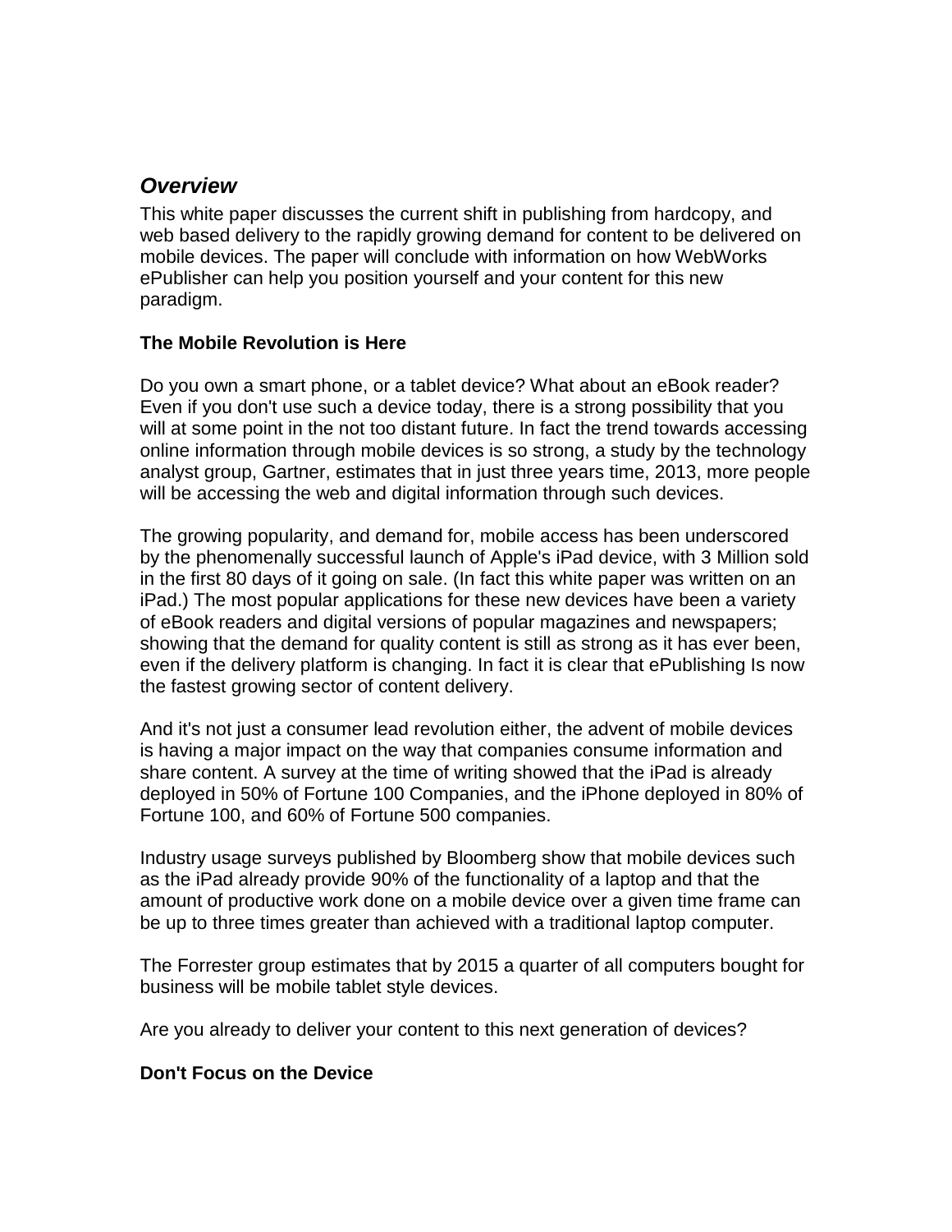## *Overview*

This white paper discusses the current shift in publishing from hardcopy, and web based delivery to the rapidly growing demand for content to be delivered on mobile devices. The paper will conclude with information on how WebWorks ePublisher can help you position yourself and your content for this new paradigm.

### The Mobile Revolution is Here

Do you own a smart phone, or a tablet device? What about an eBook reader? Even if you don't use such a device today, there is a strong possibility that you will at some point in the not too distant future. In fact the trend towards accessing online information through mobile devices is so strong, a study by the technology analyst group, Gartner, estimates that in just three years time, 2013, more people will be accessing the web and digital information through such devices.

The growing popularity, and demand for, mobile access has been underscored by the phenomenally successful launch of Apple's iPad device, with 3 Million sold in the first 80 days of it going on sale. (In fact this white paper was written on an iPad.) The most popular applications for these new devices have been a variety of eBook readers and digital versions of popular magazines and newspapers; showing that the demand for quality content is still as strong as it has ever been, even if the delivery platform is changing. In fact it is clear that ePublishing Is now the fastest growing sector of content delivery.

And it's not just a consumer lead revolution either, the advent of mobile devices is having a major impact on the way that companies consume information and share content. A survey at the time of writing showed that the iPad is already deployed in 50% of Fortune 100 Companies, and the iPhone deployed in 80% of Fortune 100, and 60% of Fortune 500 companies.

Industry usage surveys published by Bloomberg show that mobile devices such as the iPad already provide 90% of the functionality of a laptop and that the amount of productive work done on a mobile device over a given time frame can be up to three times greater than achieved with a traditional laptop computer.

The Forrester group estimates that by 2015 a quarter of all computers bought for business will be mobile tablet style devices.

Are you already to deliver your content to this next generation of devices?

### Don't Focus on the Device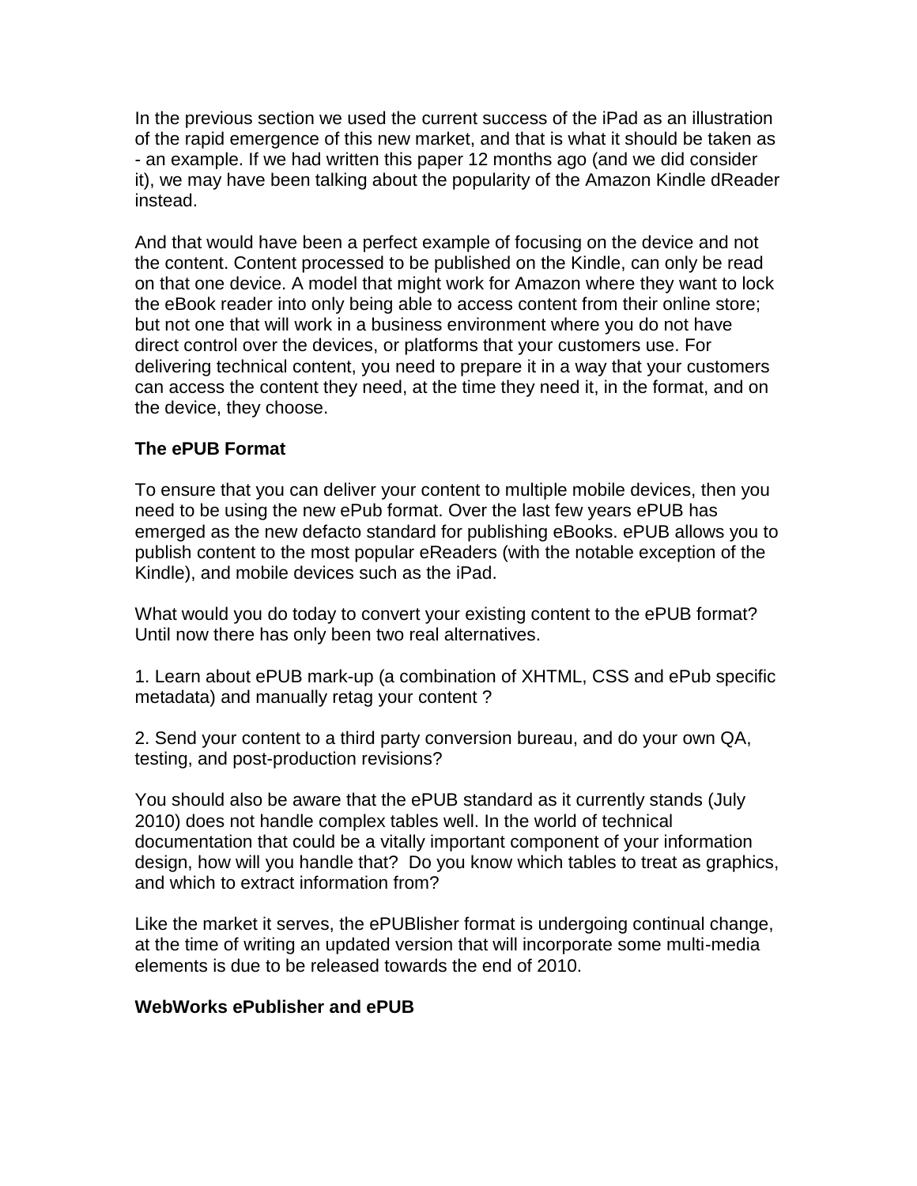In the previous section we used the current success of the iPad as an illustration of the rapid emergence of this new market, and that is what it should be taken as - an example. If we had written this paper 12 months ago (and we did consider it), we may have been talking about the popularity of the Amazon Kindle dReader instead.

And that would have been a perfect example of focusing on the device and not the content. Content processed to be published on the Kindle, can only be read on that one device. A model that might work for Amazon where they want to lock the eBook reader into only being able to access content from their online store; but not one that will work in a business environment where you do not have direct control over the devices, or platforms that your customers use. For delivering technical content, you need to prepare it in a way that your customers can access the content they need, at the time they need it, in the format, and on the device, they choose.

**The ePUB Format**

To ensure that you can deliver your content to multiple mobile devices, then you need to be using the new ePub format. Over the last few years ePUB has emerged as the new defacto standard for publishing eBooks. ePUB allows you to publish content to the most popular eReaders (with the notable exception of the Kindle), and mobile devices such as the iPad.

What would you do today to convert your existing content to the ePUB format? Until now there has only been two real alternatives.

1. Learn about ePUB mark-up (a combination of XHTML, CSS and ePub specific metadata) and manually retag your content ?

2. Send your content to a third party conversion bureau, and do your own QA, testing, and post-production revisions?

You should also be aware that the ePUB standard as it currently stands (July 2010) does not handle complex tables well. In the world of technical documentation that could be a vitally important component of your information design, how will you handle that? Do you know which tables to treat as graphics, and which to extract information from?

Like the market it serves, the ePUBlisher format is undergoing continual change, at the time of writing an updated version that will incorporate some multi-media elements is due to be released towards the end of 2010.

**WebWorks ePublisher and ePUB**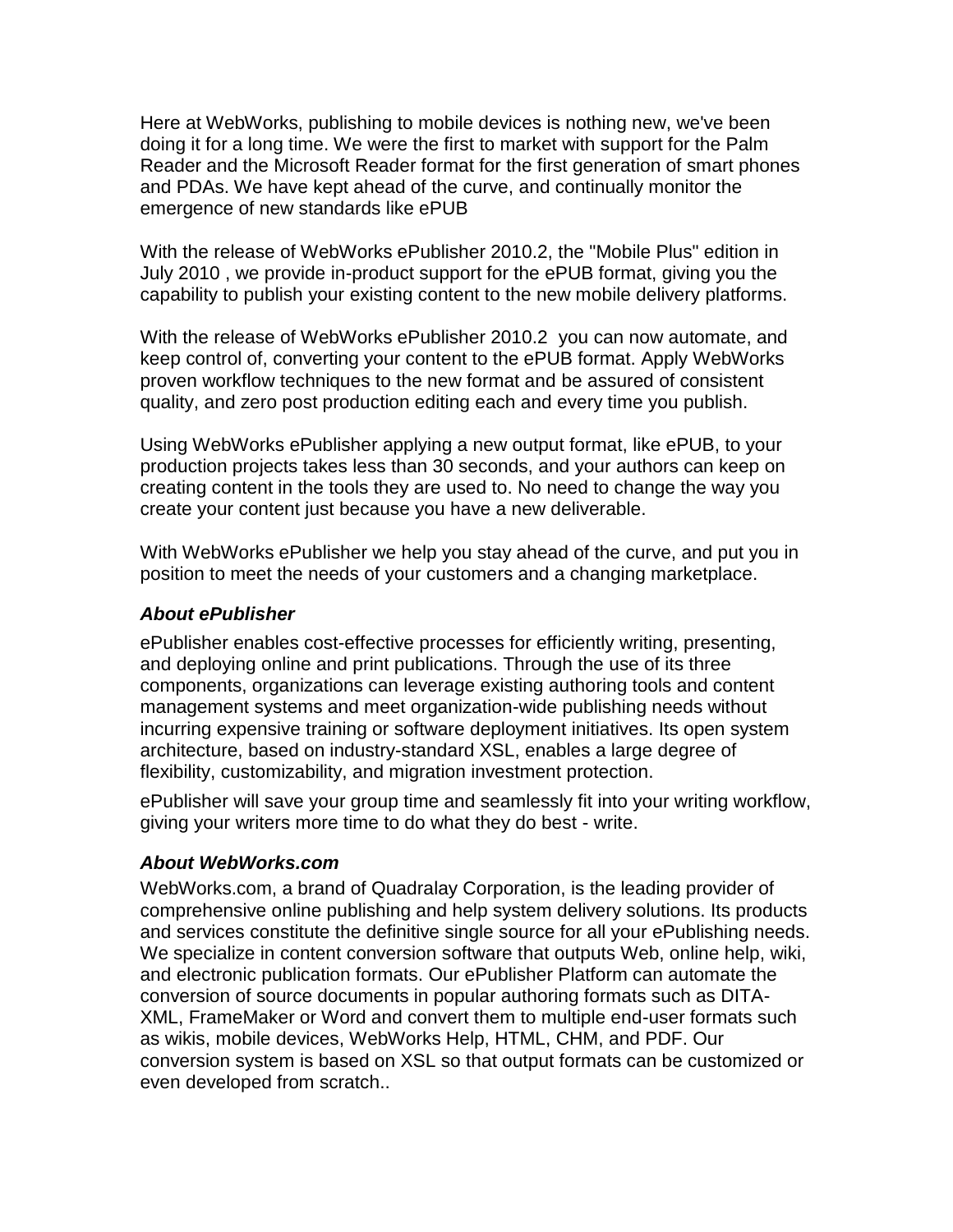Here at WebWorks, publishing to mobile devices is nothing new, we've been doing it for a long time. We were the first to market with support for the Palm Reader and the Microsoft Reader format for the first generation of smart phones and PDAs. We have kept ahead of the curve, and continually monitor the emergence of new standards like ePUB

With the release of WebWorks ePublisher 2010.2, the "Mobile Plus" edition in July 2010 , we provide in-product support for the ePUB format, giving you the capability to publish your existing content to the new mobile delivery platforms.

With the release of WebWorks ePublisher 2010.2  you can now automate, and keep control of, converting your content to the ePUB format. Apply WebWorks proven workflow techniques to the new format and be assured of consistent quality, and zero post production editing each and every time you publish.

Using WebWorks ePublisher applying a new output format, like ePUB, to your production projects takes less than 30 seconds, and your authors can keep on creating content in the tools they are used to. No need to change the way you create your content just because you have a new deliverable.

With WebWorks ePublisher we help you stay ahead of the curve, and put you in position to meet the needs of your customers and a changing marketplace.

### ***About ePublisher***

ePublisher enables cost-effective processes for efficiently writing, presenting, and deploying online and print publications. Through the use of its three components, organizations can leverage existing authoring tools and content management systems and meet organization-wide publishing needs without incurring expensive training or software deployment initiatives. Its open system architecture, based on industry-standard XSL, enables a large degree of flexibility, customizability, and migration investment protection.

ePublisher will save your group time and seamlessly fit into your writing workflow, giving your writers more time to do what they do best - write.

### ***About WebWorks.com***

WebWorks.com, a brand of Quadralay Corporation, is the leading provider of comprehensive online publishing and help system delivery solutions. Its products and services constitute the definitive single source for all your ePublishing needs. We specialize in content conversion software that outputs Web, online help, wiki, and electronic publication formats. Our ePublisher Platform can automate the conversion of source documents in popular authoring formats such as DITA-XML, FrameMaker or Word and convert them to multiple end-user formats such as wikis, mobile devices, WebWorks Help, HTML, CHM, and PDF. Our conversion system is based on XSL so that output formats can be customized or even developed from scratch..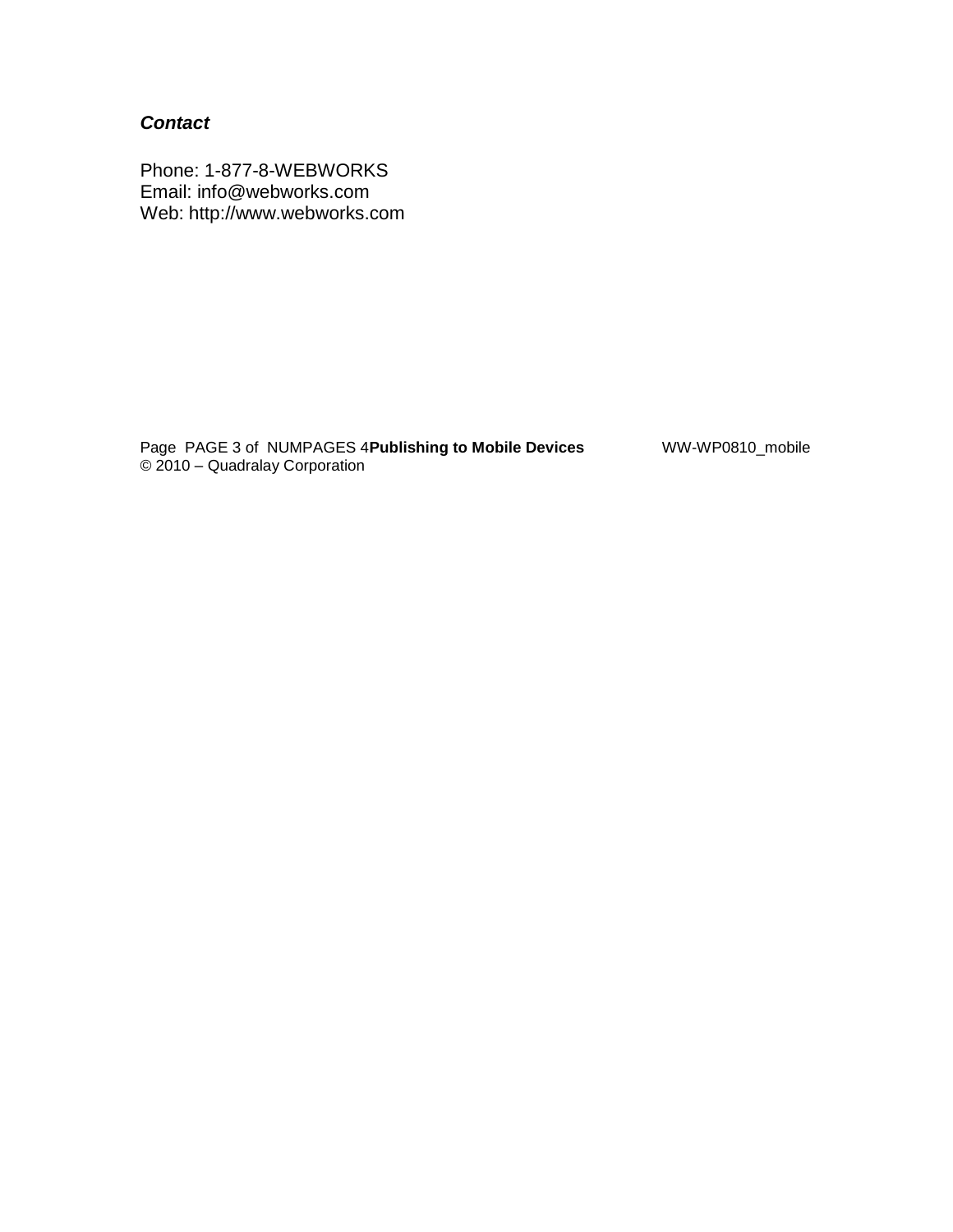### ***Contact***

Phone: 1-877-8-WEBWORKS
Email: info@webworks.com
Web: http://www.webworks.com